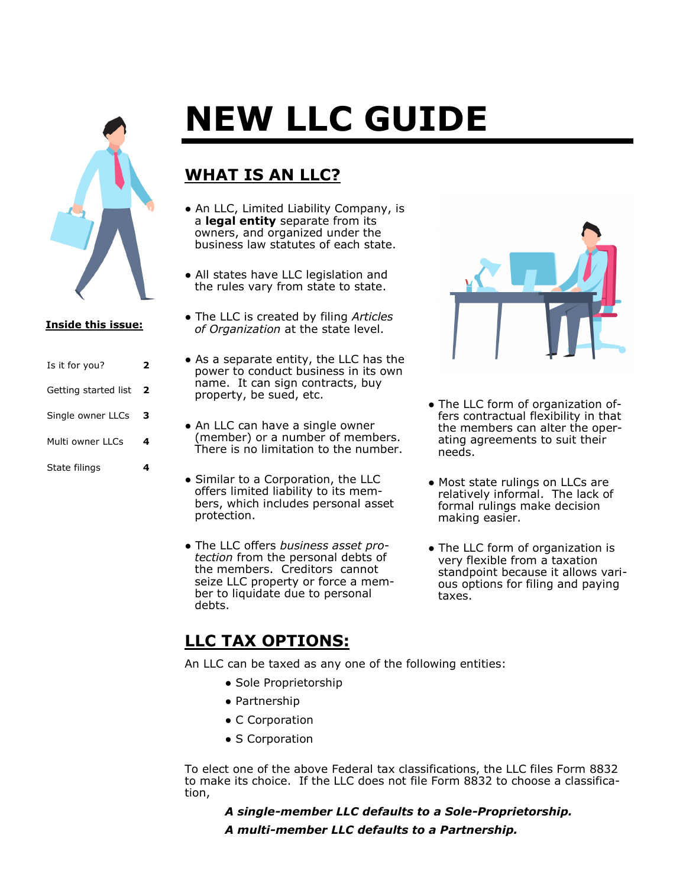# NEW LLC GUIDE

**Inside this issue:**

| | |
|---|---|
| Is it for you? | 2 |
| Getting started list | 2 |
| Single owner LLCs | 3 |
| Multi owner LLCs | 4 |
| State filings | 4 |

## WHAT IS AN LLC?

- An LLC, Limited Liability Company, is a **legal entity** separate from its owners, and organized under the business law statutes of each state.
- All states have LLC legislation and the rules vary from state to state.
- The LLC is created by filing *Articles of Organization* at the state level.
- As a separate entity, the LLC has the power to conduct business in its own name. It can sign contracts, buy property, be sued, etc.
- An LLC can have a single owner (member) or a number of members. There is no limitation to the number.
- Similar to a Corporation, the LLC offers limited liability to its members, which includes personal asset protection.
- The LLC offers *business asset protection* from the personal debts of the members. Creditors cannot seize LLC property or force a member to liquidate due to personal debts.
- The LLC form of organization offers contractual flexibility in that the members can alter the operating agreements to suit their needs.
- Most state rulings on LLCs are relatively informal. The lack of formal rulings make decision making easier.
- The LLC form of organization is very flexible from a taxation standpoint because it allows various options for filing and paying taxes.

## LLC TAX OPTIONS:

An LLC can be taxed as any one of the following entities:

- Sole Proprietorship
- Partnership
- C Corporation
- S Corporation

To elect one of the above Federal tax classifications, the LLC files Form 8832 to make its choice. If the LLC does not file Form 8832 to choose a classification,

***A single-member LLC defaults to a Sole-Proprietorship.***

***A multi-member LLC defaults to a Partnership.***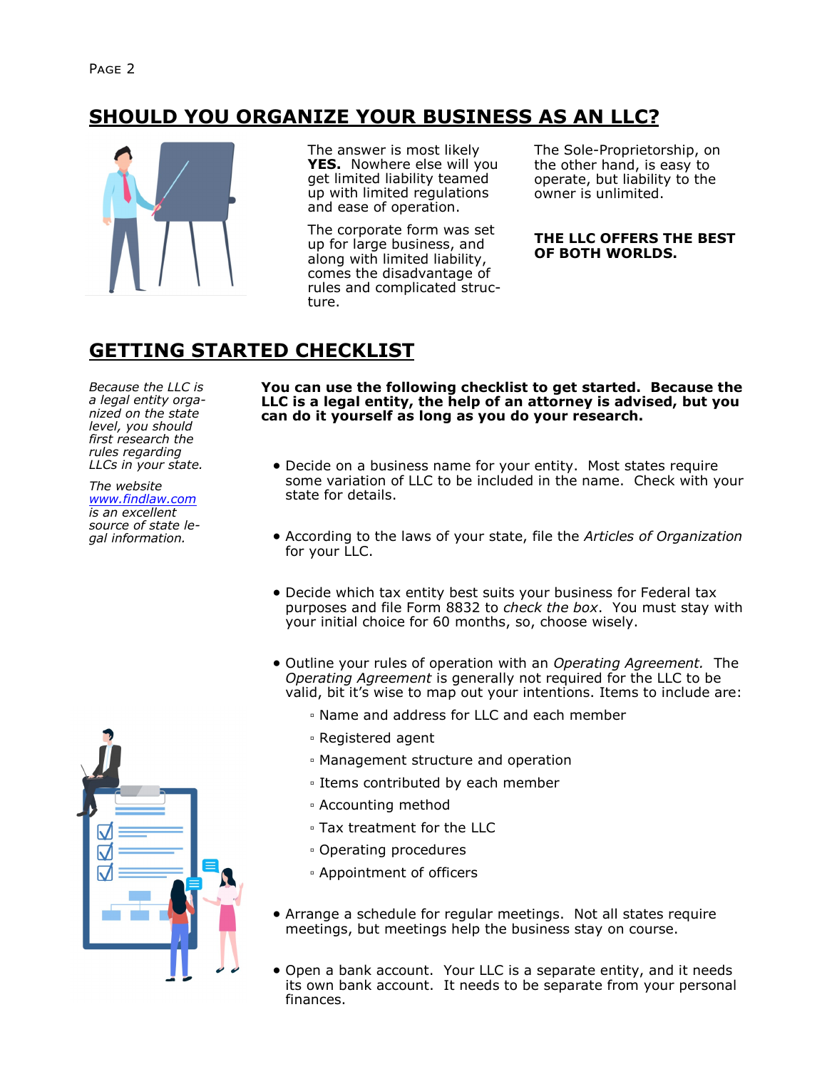## SHOULD YOU ORGANIZE YOUR BUSINESS AS AN LLC?

The answer is most likely **YES.** Nowhere else will you get limited liability teamed up with limited regulations and ease of operation.

The corporate form was set up for large business, and along with limited liability, comes the disadvantage of rules and complicated structure.

The Sole-Proprietorship, on the other hand, is easy to operate, but liability to the owner is unlimited.

**THE LLC OFFERS THE BEST OF BOTH WORLDS.**

## GETTING STARTED CHECKLIST

*Because the LLC is a legal entity organized on the state level, you should first research the rules regarding LLCs in your state.*

*The website www.findlaw.com is an excellent source of state legal information.*

**You can use the following checklist to get started. Because the LLC is a legal entity, the help of an attorney is advised, but you can do it yourself as long as you do your research.**

- Decide on a business name for your entity. Most states require some variation of LLC to be included in the name. Check with your state for details.
- According to the laws of your state, file the *Articles of Organization* for your LLC.
- Decide which tax entity best suits your business for Federal tax purposes and file Form 8832 to *check the box*. You must stay with your initial choice for 60 months, so, choose wisely.
- Outline your rules of operation with an *Operating Agreement.* The *Operating Agreement* is generally not required for the LLC to be valid, bit it's wise to map out your intentions. Items to include are:
  - Name and address for LLC and each member
  - Registered agent
  - Management structure and operation
  - Items contributed by each member
  - Accounting method
  - Tax treatment for the LLC
  - Operating procedures
  - Appointment of officers
- Arrange a schedule for regular meetings. Not all states require meetings, but meetings help the business stay on course.
- Open a bank account. Your LLC is a separate entity, and it needs its own bank account. It needs to be separate from your personal finances.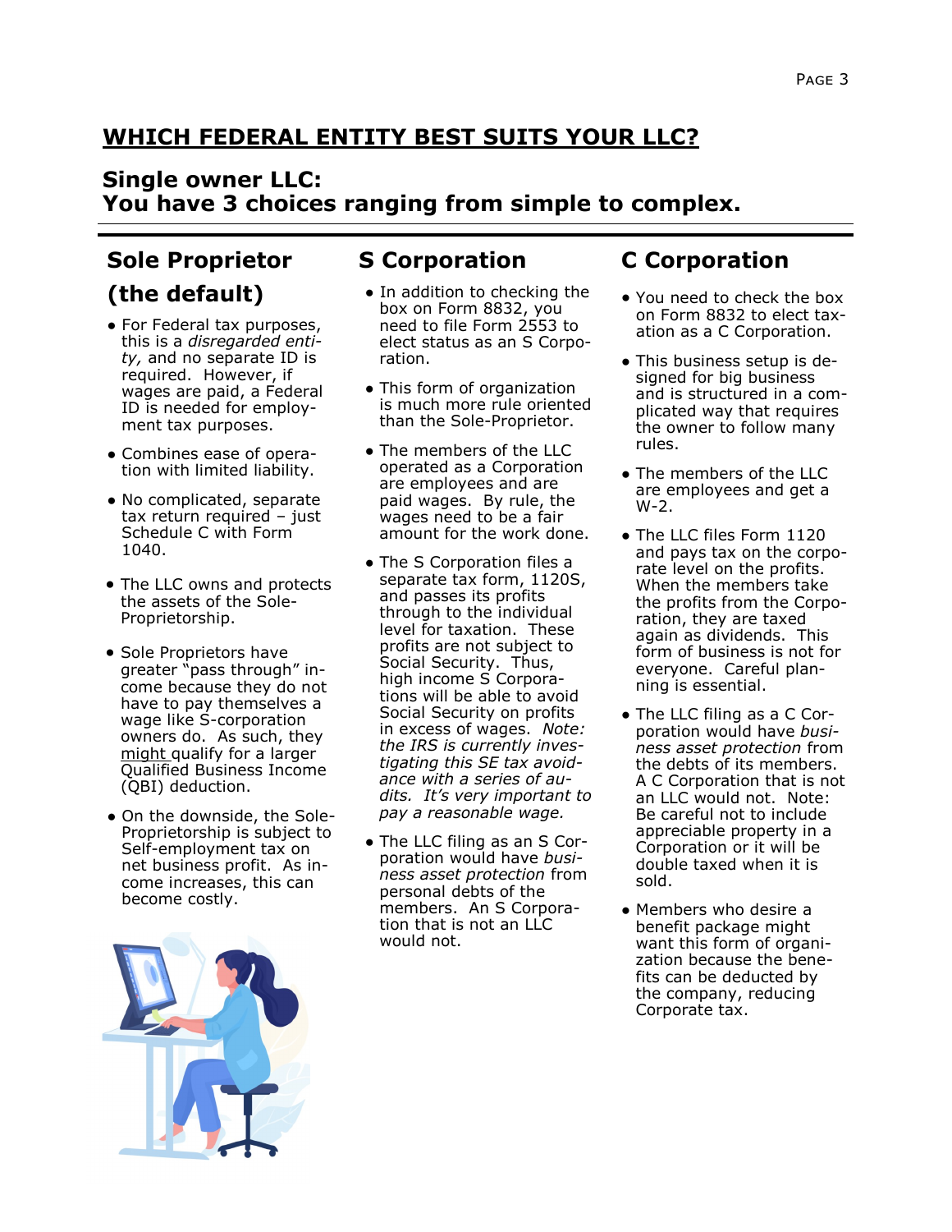## WHICH FEDERAL ENTITY BEST SUITS YOUR LLC?

### Single owner LLC:
### You have 3 choices ranging from simple to complex.

### Sole Proprietor (the default)

- For Federal tax purposes, this is a *disregarded entity,* and no separate ID is required. However, if wages are paid, a Federal ID is needed for employment tax purposes.
- Combines ease of operation with limited liability.
- No complicated, separate tax return required – just Schedule C with Form 1040.
- The LLC owns and protects the assets of the Sole-Proprietorship.
- Sole Proprietors have greater "pass through" income because they do not have to pay themselves a wage like S-corporation owners do. As such, they might qualify for a larger Qualified Business Income (QBI) deduction.
- On the downside, the Sole-Proprietorship is subject to Self-employment tax on net business profit. As income increases, this can become costly.

### S Corporation

- In addition to checking the box on Form 8832, you need to file Form 2553 to elect status as an S Corporation.
- This form of organization is much more rule oriented than the Sole-Proprietor.
- The members of the LLC operated as a Corporation are employees and are paid wages. By rule, the wages need to be a fair amount for the work done.
- The S Corporation files a separate tax form, 1120S, and passes its profits through to the individual level for taxation. These profits are not subject to Social Security. Thus, high income S Corporations will be able to avoid Social Security on profits in excess of wages. *Note: the IRS is currently investigating this SE tax avoidance with a series of audits. It's very important to pay a reasonable wage.*
- The LLC filing as an S Corporation would have *business asset protection* from personal debts of the members. An S Corporation that is not an LLC would not.

### C Corporation

- You need to check the box on Form 8832 to elect taxation as a C Corporation.
- This business setup is designed for big business and is structured in a complicated way that requires the owner to follow many rules.
- The members of the LLC are employees and get a W-2.
- The LLC files Form 1120 and pays tax on the corporate level on the profits. When the members take the profits from the Corporation, they are taxed again as dividends. This form of business is not for everyone. Careful planning is essential.
- The LLC filing as a C Corporation would have *business asset protection* from the debts of its members. A C Corporation that is not an LLC would not. Note: Be careful not to include appreciable property in a Corporation or it will be double taxed when it is sold.
- Members who desire a benefit package might want this form of organization because the benefits can be deducted by the company, reducing Corporate tax.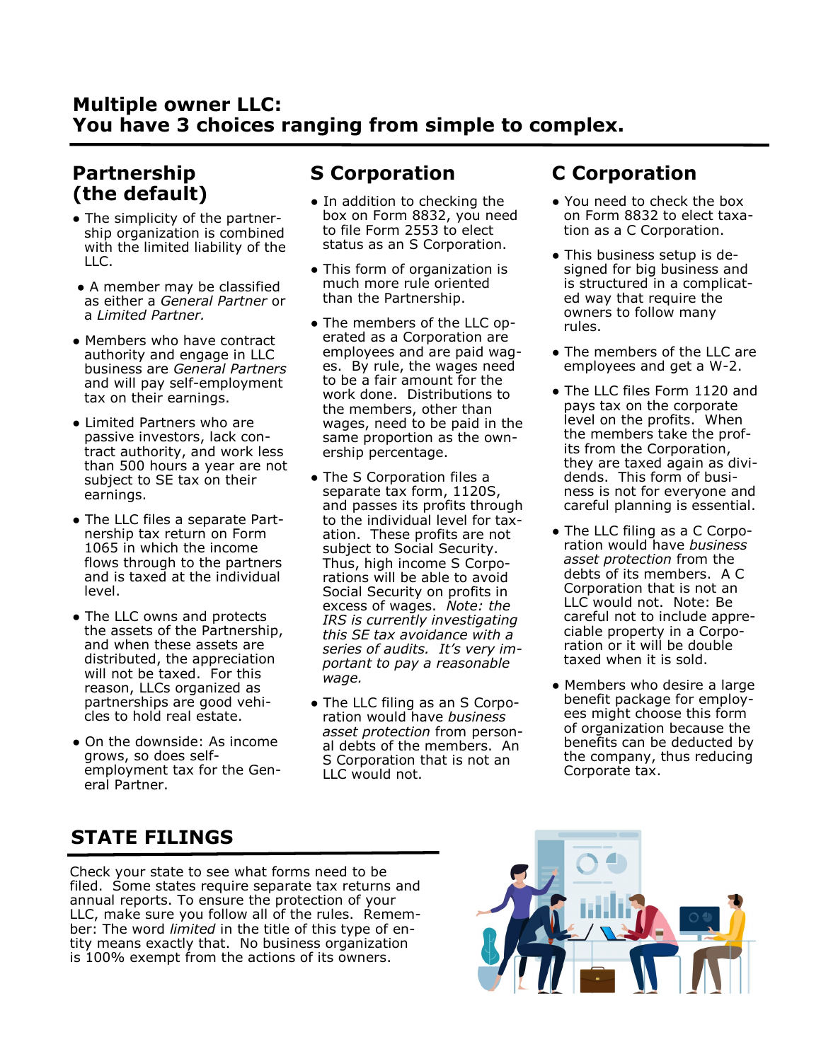## Multiple owner LLC:
## You have 3 choices ranging from simple to complex.

### Partnership (the default)

- The simplicity of the partnership organization is combined with the limited liability of the LLC.
- A member may be classified as either a *General Partner* or a *Limited Partner.*
- Members who have contract authority and engage in LLC business are *General Partners* and will pay self-employment tax on their earnings.
- Limited Partners who are passive investors, lack contract authority, and work less than 500 hours a year are not subject to SE tax on their earnings.
- The LLC files a separate Partnership tax return on Form 1065 in which the income flows through to the partners and is taxed at the individual level.
- The LLC owns and protects the assets of the Partnership, and when these assets are distributed, the appreciation will not be taxed. For this reason, LLCs organized as partnerships are good vehicles to hold real estate.
- On the downside: As income grows, so does self-employment tax for the General Partner.

### S Corporation

- In addition to checking the box on Form 8832, you need to file Form 2553 to elect status as an S Corporation.
- This form of organization is much more rule oriented than the Partnership.
- The members of the LLC operated as a Corporation are employees and are paid wages. By rule, the wages need to be a fair amount for the work done. Distributions to the members, other than wages, need to be paid in the same proportion as the ownership percentage.
- The S Corporation files a separate tax form, 1120S, and passes its profits through to the individual level for taxation. These profits are not subject to Social Security. Thus, high income S Corporations will be able to avoid Social Security on profits in excess of wages. *Note: the IRS is currently investigating this SE tax avoidance with a series of audits. It's very important to pay a reasonable wage.*
- The LLC filing as an S Corporation would have *business asset protection* from personal debts of the members. An S Corporation that is not an LLC would not.

### C Corporation

- You need to check the box on Form 8832 to elect taxation as a C Corporation.
- This business setup is designed for big business and is structured in a complicated way that require the owners to follow many rules.
- The members of the LLC are employees and get a W-2.
- The LLC files Form 1120 and pays tax on the corporate level on the profits. When the members take the profits from the Corporation, they are taxed again as dividends. This form of business is not for everyone and careful planning is essential.
- The LLC filing as a C Corporation would have *business asset protection* from the debts of its members. A C Corporation that is not an LLC would not. Note: Be careful not to include appreciable property in a Corporation or it will be double taxed when it is sold.
- Members who desire a large benefit package for employees might choose this form of organization because the benefits can be deducted by the company, thus reducing Corporate tax.

## STATE FILINGS

Check your state to see what forms need to be filed. Some states require separate tax returns and annual reports. To ensure the protection of your LLC, make sure you follow all of the rules. Remember: The word *limited* in the title of this type of entity means exactly that. No business organization is 100% exempt from the actions of its owners.